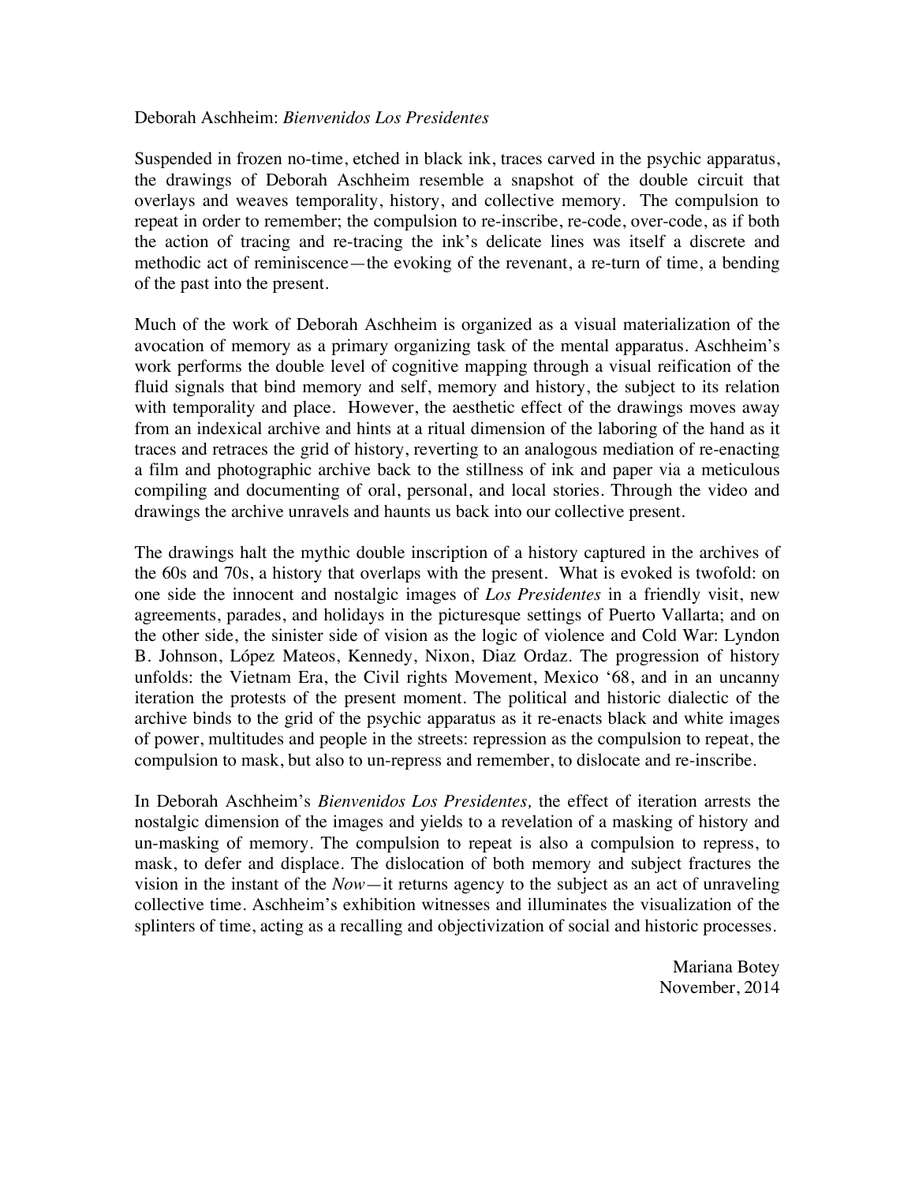Deborah Aschheim: *Bienvenidos Los Presidentes*

Suspended in frozen no-time, etched in black ink, traces carved in the psychic apparatus, the drawings of Deborah Aschheim resemble a snapshot of the double circuit that overlays and weaves temporality, history, and collective memory. The compulsion to repeat in order to remember; the compulsion to re-inscribe, re-code, over-code, as if both the action of tracing and re-tracing the ink's delicate lines was itself a discrete and methodic act of reminiscence—the evoking of the revenant, a re-turn of time, a bending of the past into the present.

Much of the work of Deborah Aschheim is organized as a visual materialization of the avocation of memory as a primary organizing task of the mental apparatus. Aschheim's work performs the double level of cognitive mapping through a visual reification of the fluid signals that bind memory and self, memory and history, the subject to its relation with temporality and place. However, the aesthetic effect of the drawings moves away from an indexical archive and hints at a ritual dimension of the laboring of the hand as it traces and retraces the grid of history, reverting to an analogous mediation of re-enacting a film and photographic archive back to the stillness of ink and paper via a meticulous compiling and documenting of oral, personal, and local stories. Through the video and drawings the archive unravels and haunts us back into our collective present.

The drawings halt the mythic double inscription of a history captured in the archives of the 60s and 70s, a history that overlaps with the present. What is evoked is twofold: on one side the innocent and nostalgic images of *Los Presidentes* in a friendly visit, new agreements, parades, and holidays in the picturesque settings of Puerto Vallarta; and on the other side, the sinister side of vision as the logic of violence and Cold War: Lyndon B. Johnson, López Mateos, Kennedy, Nixon, Diaz Ordaz. The progression of history unfolds: the Vietnam Era, the Civil rights Movement, Mexico '68, and in an uncanny iteration the protests of the present moment. The political and historic dialectic of the archive binds to the grid of the psychic apparatus as it re-enacts black and white images of power, multitudes and people in the streets: repression as the compulsion to repeat, the compulsion to mask, but also to un-repress and remember, to dislocate and re-inscribe.

In Deborah Aschheim's *Bienvenidos Los Presidentes,* the effect of iteration arrests the nostalgic dimension of the images and yields to a revelation of a masking of history and un-masking of memory. The compulsion to repeat is also a compulsion to repress, to mask, to defer and displace. The dislocation of both memory and subject fractures the vision in the instant of the *Now*—it returns agency to the subject as an act of unraveling collective time. Aschheim's exhibition witnesses and illuminates the visualization of the splinters of time, acting as a recalling and objectivization of social and historic processes.

Mariana Botey
November, 2014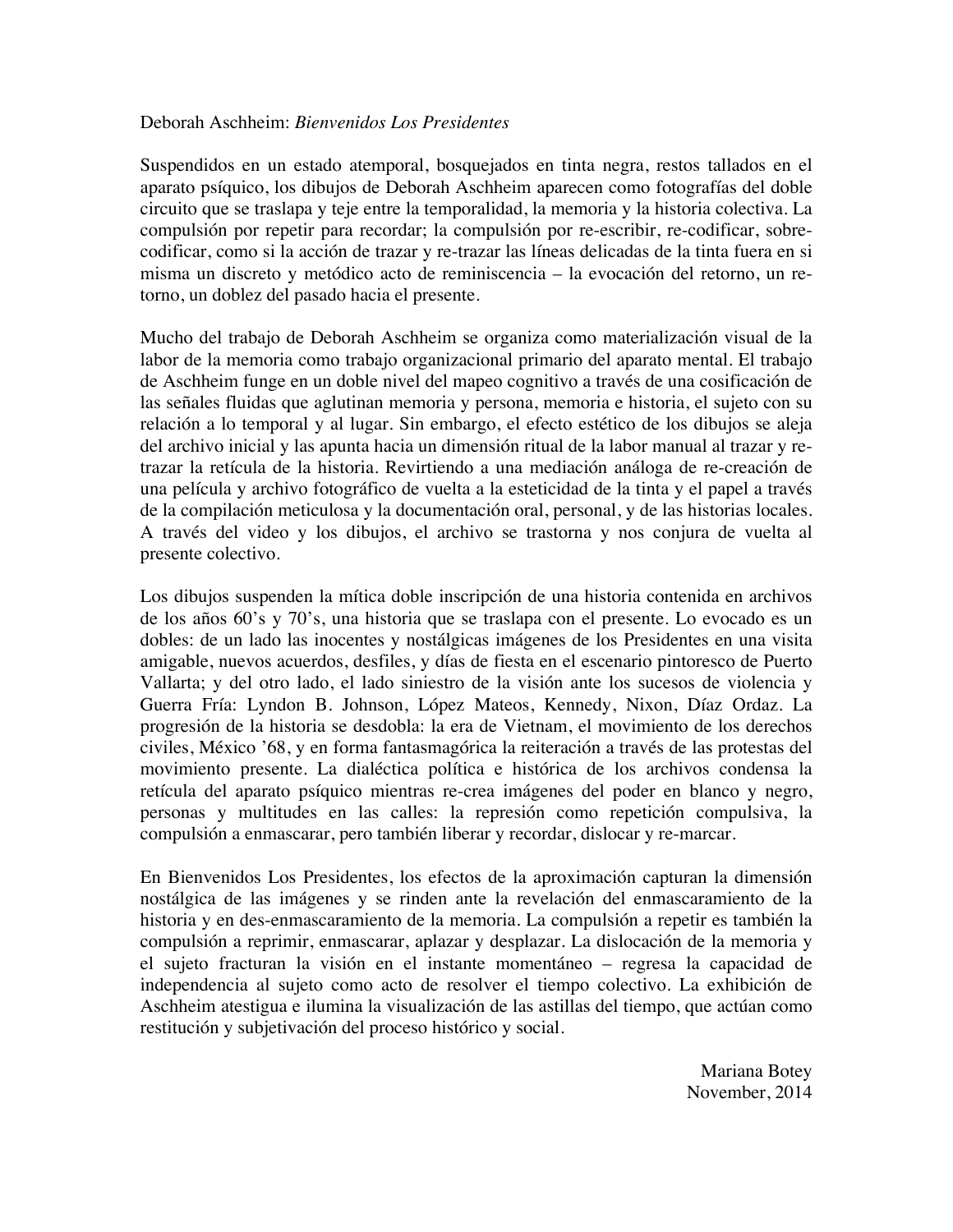Deborah Aschheim: *Bienvenidos Los Presidentes*

Suspendidos en un estado atemporal, bosquejados en tinta negra, restos tallados en el aparato psíquico, los dibujos de Deborah Aschheim aparecen como fotografías del doble circuito que se traslapa y teje entre la temporalidad, la memoria y la historia colectiva. La compulsión por repetir para recordar; la compulsión por re-escribir, re-codificar, sobre-codificar, como si la acción de trazar y re-trazar las líneas delicadas de la tinta fuera en si misma un discreto y metódico acto de reminiscencia – la evocación del retorno, un re-torno, un doblez del pasado hacia el presente.

Mucho del trabajo de Deborah Aschheim se organiza como materialización visual de la labor de la memoria como trabajo organizacional primario del aparato mental. El trabajo de Aschheim funge en un doble nivel del mapeo cognitivo a través de una cosificación de las señales fluidas que aglutinan memoria y persona, memoria e historia, el sujeto con su relación a lo temporal y al lugar. Sin embargo, el efecto estético de los dibujos se aleja del archivo inicial y las apunta hacia un dimensión ritual de la labor manual al trazar y re-trazar la retícula de la historia. Revirtiendo a una mediación análoga de re-creación de una película y archivo fotográfico de vuelta a la esteticidad de la tinta y el papel a través de la compilación meticulosa y la documentación oral, personal, y de las historias locales. A través del video y los dibujos, el archivo se trastorna y nos conjura de vuelta al presente colectivo.

Los dibujos suspenden la mítica doble inscripción de una historia contenida en archivos de los años 60's y 70's, una historia que se traslapa con el presente. Lo evocado es un dobles: de un lado las inocentes y nostálgicas imágenes de los Presidentes en una visita amigable, nuevos acuerdos, desfiles, y días de fiesta en el escenario pintoresco de Puerto Vallarta; y del otro lado, el lado siniestro de la visión ante los sucesos de violencia y Guerra Fría: Lyndon B. Johnson, López Mateos, Kennedy, Nixon, Díaz Ordaz. La progresión de la historia se desdobla: la era de Vietnam, el movimiento de los derechos civiles, México '68, y en forma fantasmagórica la reiteración a través de las protestas del movimiento presente. La dialéctica política e histórica de los archivos condensa la retícula del aparato psíquico mientras re-crea imágenes del poder en blanco y negro, personas y multitudes en las calles: la represión como repetición compulsiva, la compulsión a enmascarar, pero también liberar y recordar, dislocar y re-marcar.

En Bienvenidos Los Presidentes, los efectos de la aproximación capturan la dimensión nostálgica de las imágenes y se rinden ante la revelación del enmascaramiento de la historia y en des-enmascaramiento de la memoria. La compulsión a repetir es también la compulsión a reprimir, enmascarar, aplazar y desplazar. La dislocación de la memoria y el sujeto fracturan la visión en el instante momentáneo – regresa la capacidad de independencia al sujeto como acto de resolver el tiempo colectivo. La exhibición de Aschheim atestigua e ilumina la visualización de las astillas del tiempo, que actúan como restitución y subjetivación del proceso histórico y social.

Mariana Botey
November, 2014